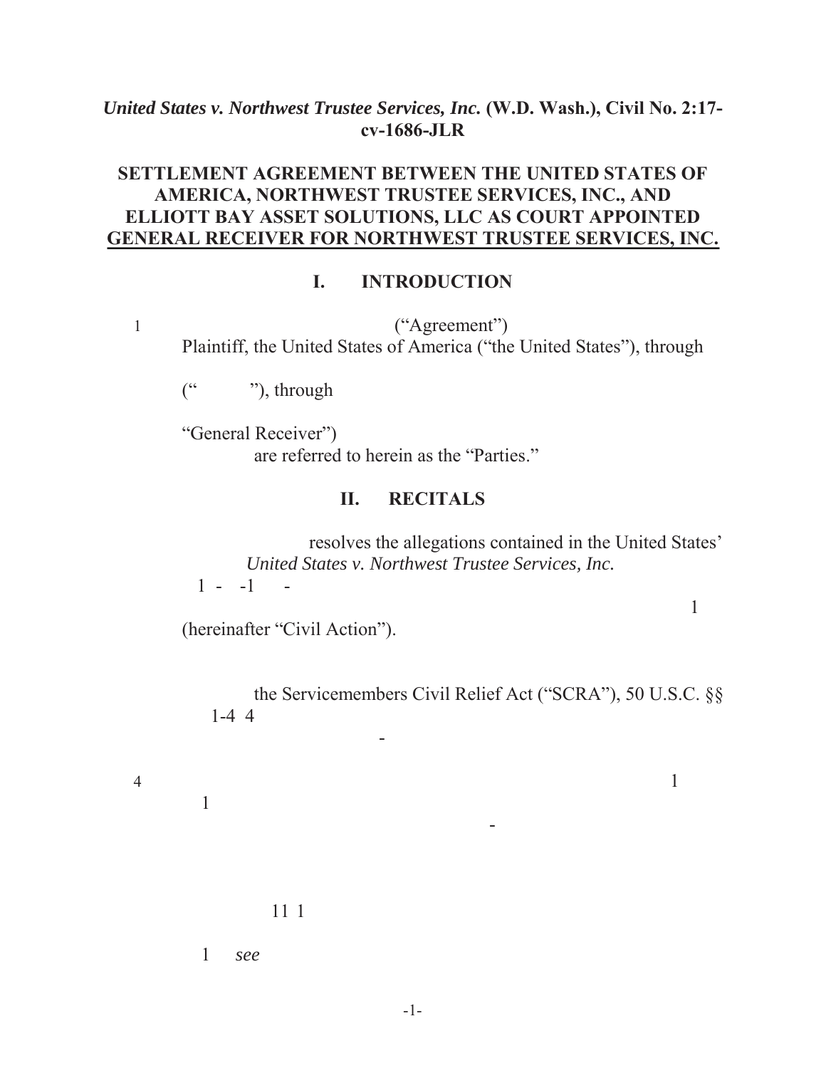*United States v. Northwest Trustee Services, Inc.* **(W.D. Wash.), Civil No. 2:17-cv-1686-JLR**

**SETTLEMENT AGREEMENT BETWEEN THE UNITED STATES OF AMERICA, NORTHWEST TRUSTEE SERVICES, INC., AND ELLIOTT BAY ASSET SOLUTIONS, LLC AS COURT APPOINTED GENERAL RECEIVER FOR NORTHWEST TRUSTEE SERVICES, INC.**

## I. INTRODUCTION

1 ("Agreement")
Plaintiff, the United States of America ("the United States"), through

(" "), through

"General Receiver")
are referred to herein as the "Parties."

## II. RECITALS

resolves the allegations contained in the United States'
*United States v. Northwest Trustee Services, Inc.*
1 - -1 -
1
(hereinafter "Civil Action").

the Servicemembers Civil Relief Act ("SCRA"), 50 U.S.C. §§
1-4 4
-

4 1
1
-

11 1

1 *see*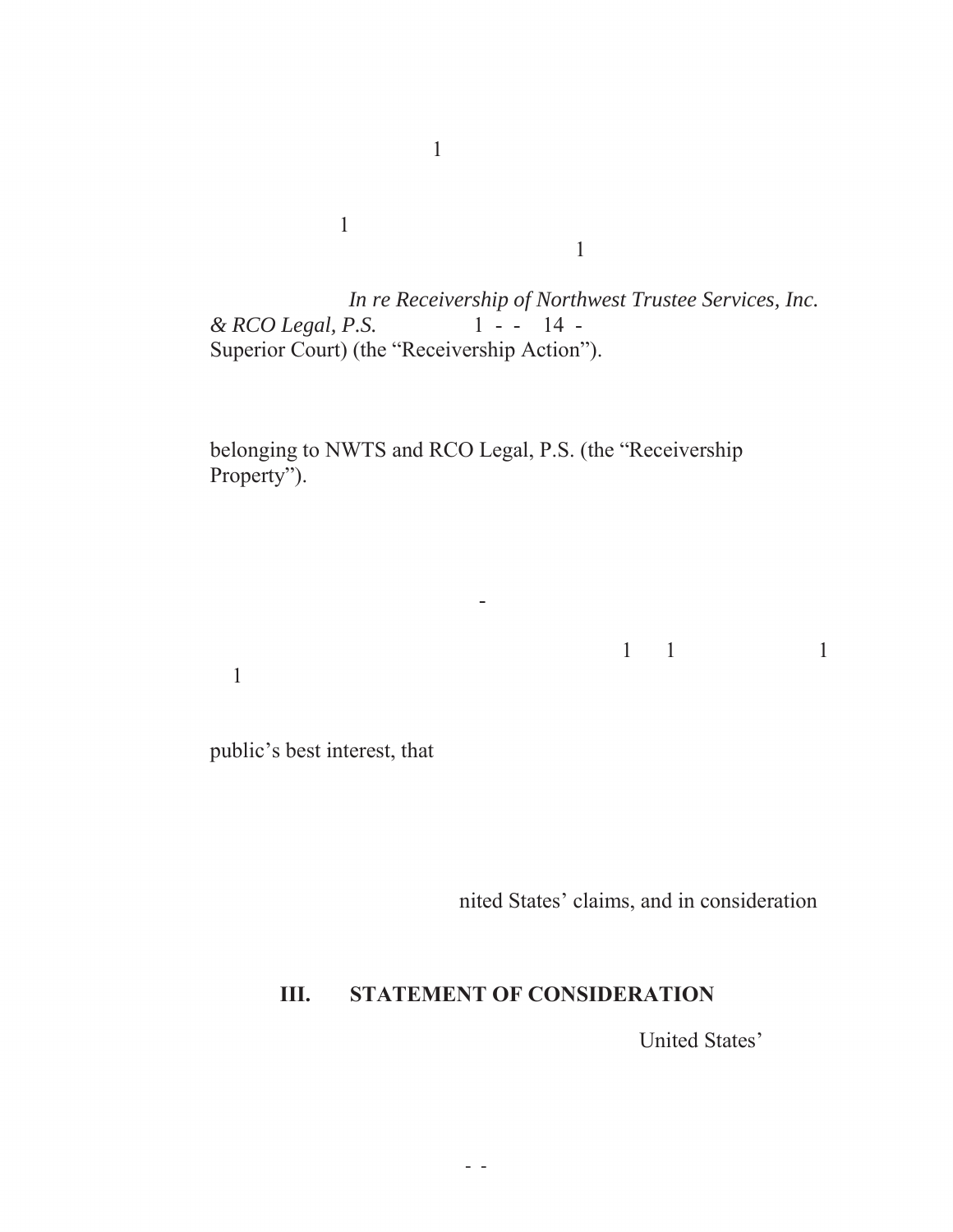1

1

1

*In re Receivership of Northwest Trustee Services, Inc. & RCO Legal, P.S.* 1 - - 14 - Superior Court) (the "Receivership Action").

belonging to NWTS and RCO Legal, P.S. (the "Receivership Property").

-

1 1 1

1

public's best interest, that

nited States' claims, and in consideration

### III. STATEMENT OF CONSIDERATION

United States'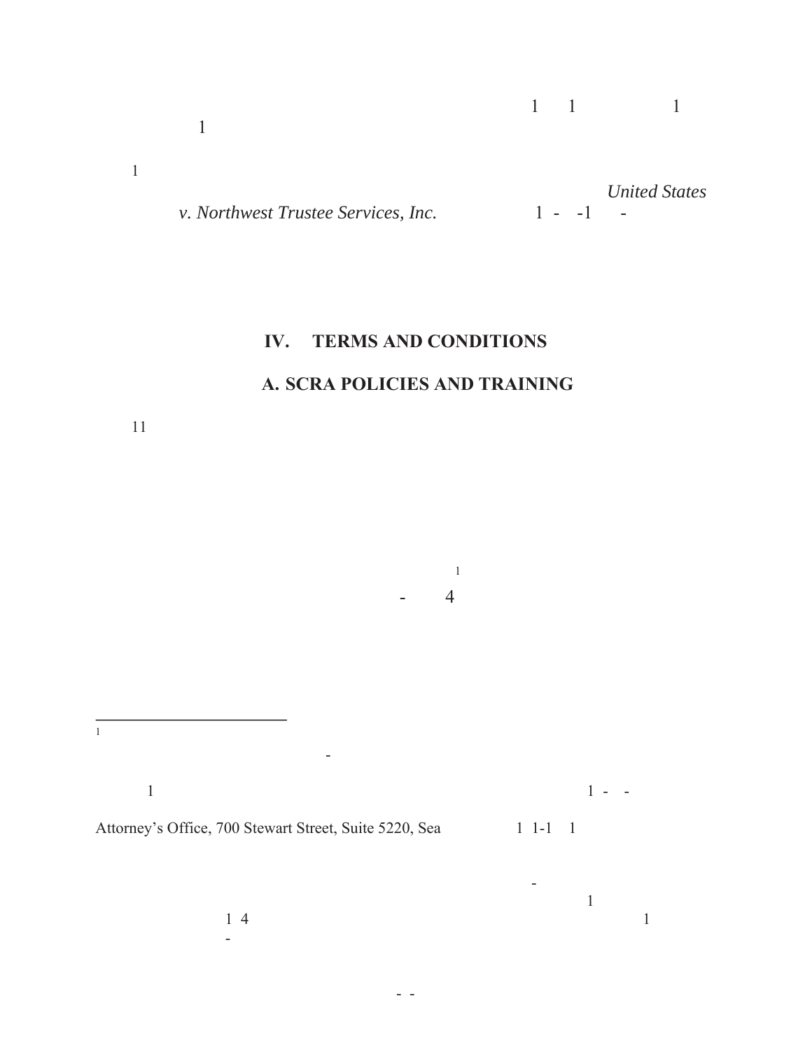1 1 1
1

1
*United States v. Northwest Trustee Services, Inc.* 1 - -1 -

## IV. TERMS AND CONDITIONS

### A. SCRA POLICIES AND TRAINING

11

1
- 4

---

1

-

1 1 - -

Attorney's Office, 700 Stewart Street, Suite 5220, Sea 1 1-1 1

-
1
1 4 1
-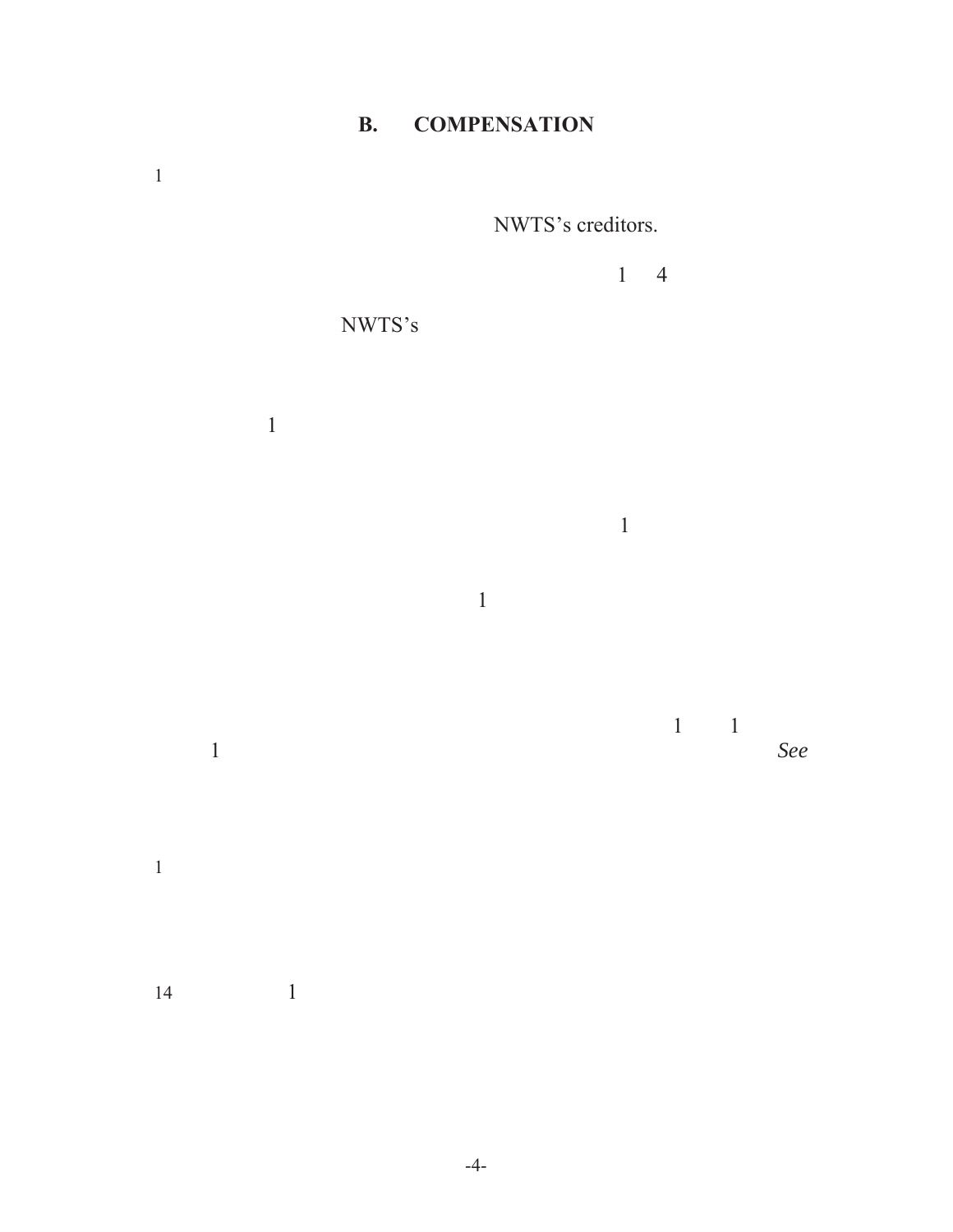## B. COMPENSATION

1

NWTS's creditors.

1 4

NWTS's

1

1

1

1 1

1 *See*

1

14 1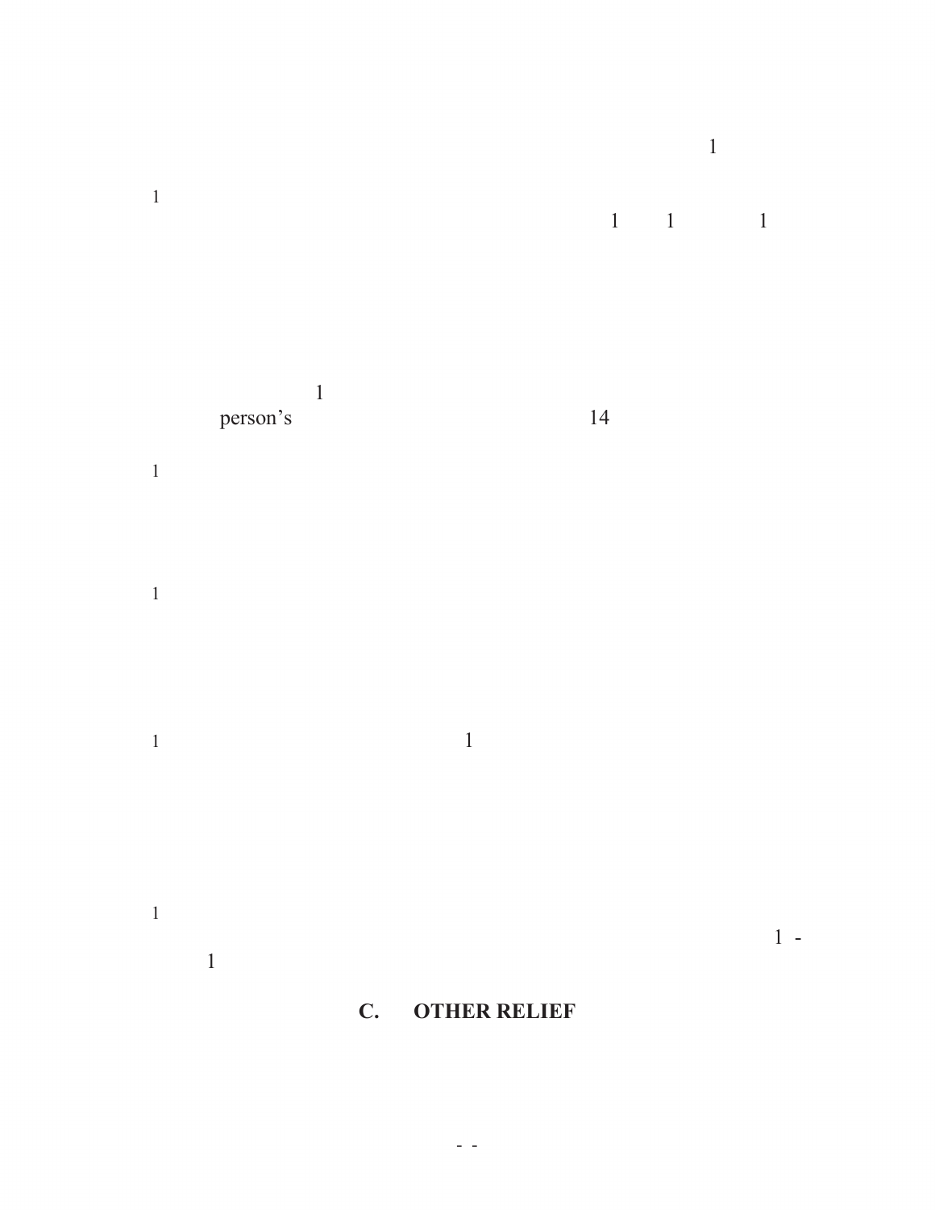1

1

1 1 1

1

person's 14

1

1

1 1

1

1 -

1

### C. OTHER RELIEF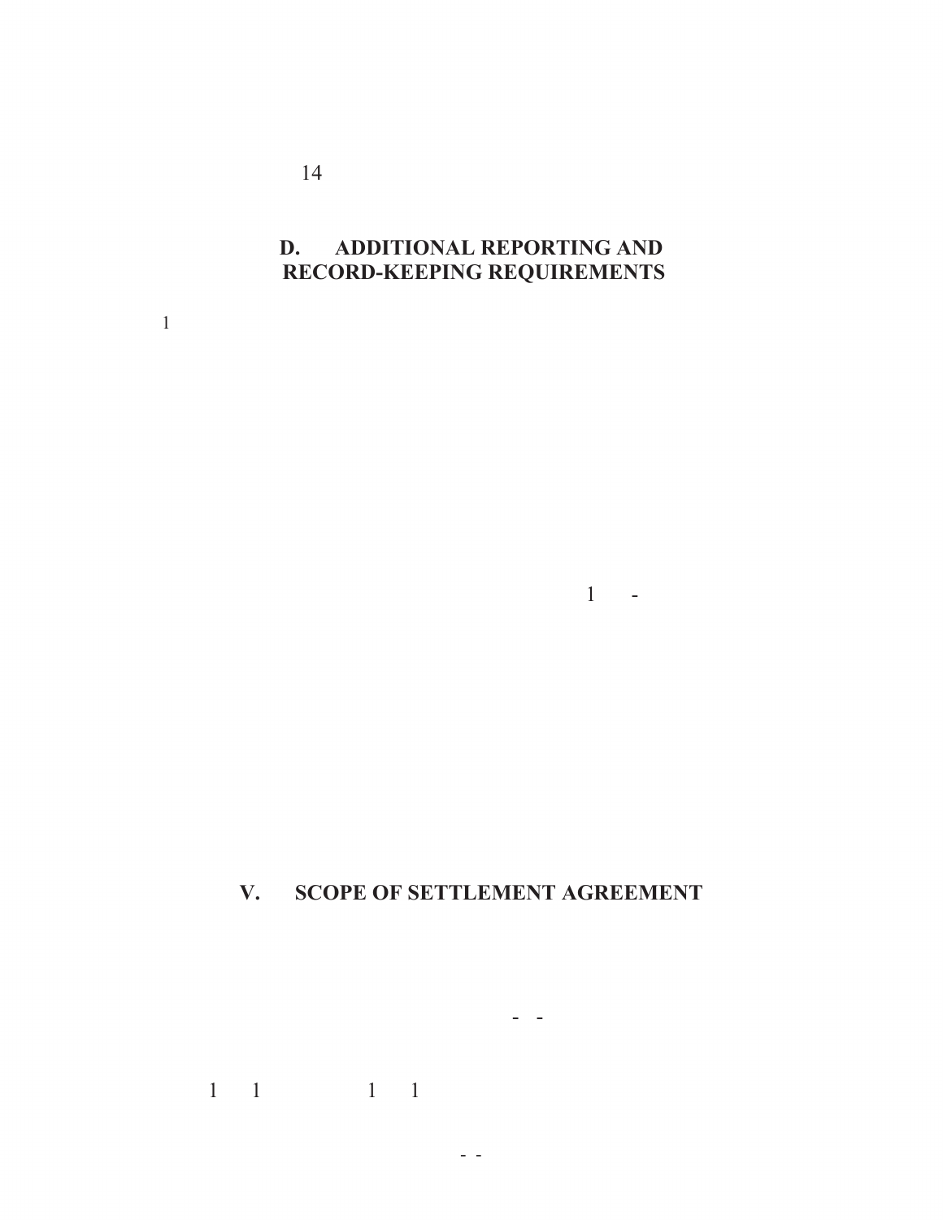14

## D. ADDITIONAL REPORTING AND RECORD-KEEPING REQUIREMENTS

1

1 -

## V. SCOPE OF SETTLEMENT AGREEMENT

- -

1 1 1 1

- -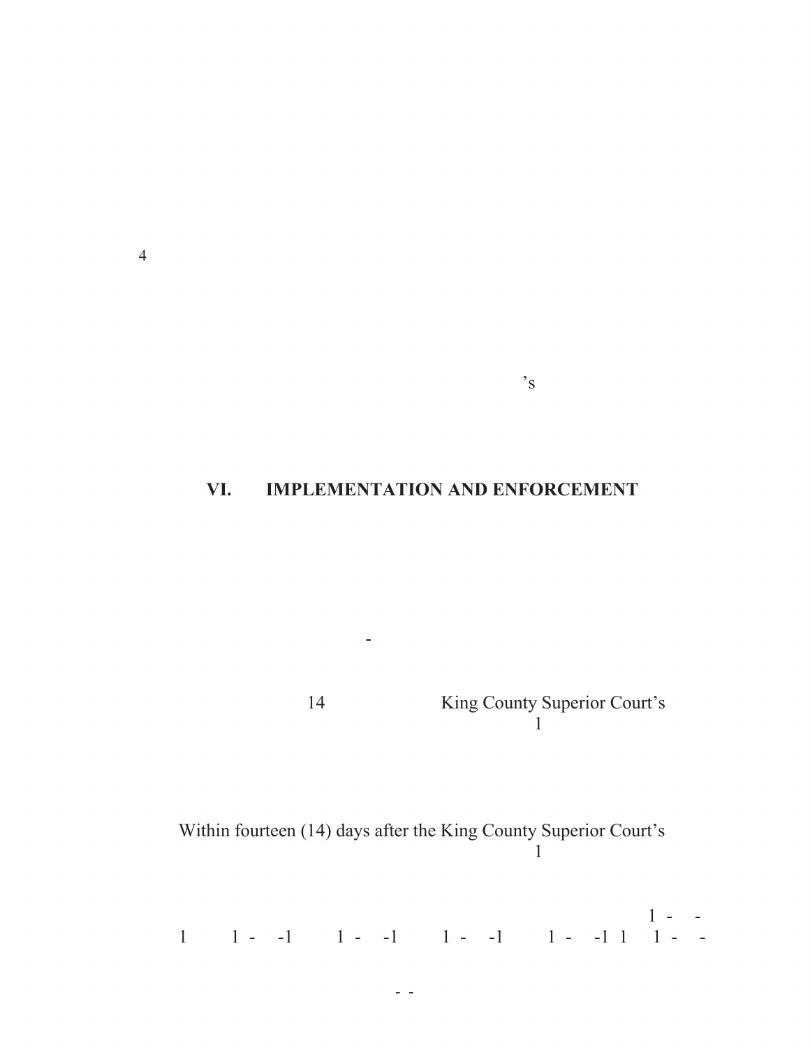4

’s

## VI. IMPLEMENTATION AND ENFORCEMENT

-

14 King County Superior Court’s
1

Within fourteen (14) days after the King County Superior Court’s
1

1 - -
1 1 - -1 1 - -1 1 - -1 1 - -1 1 1 - -

- -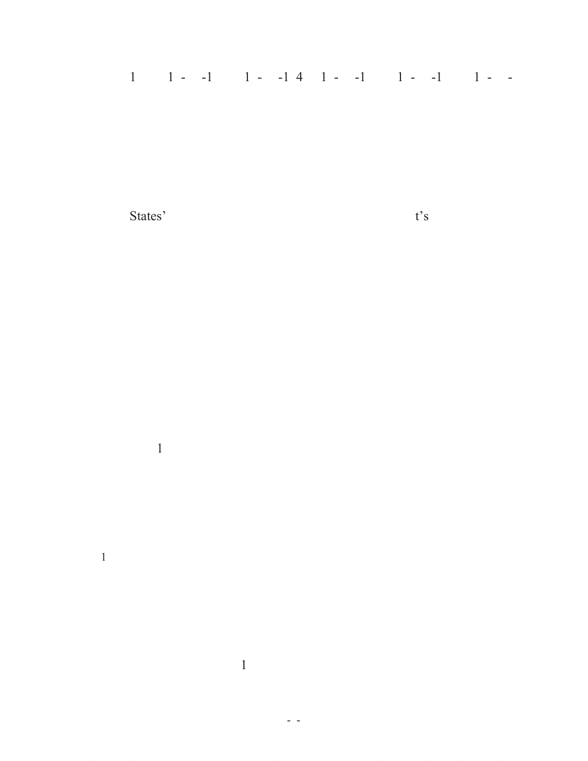1 1 - -1 1 - -1 4 1 - -1 1 - -1 1 - -

States' t's

1

1

1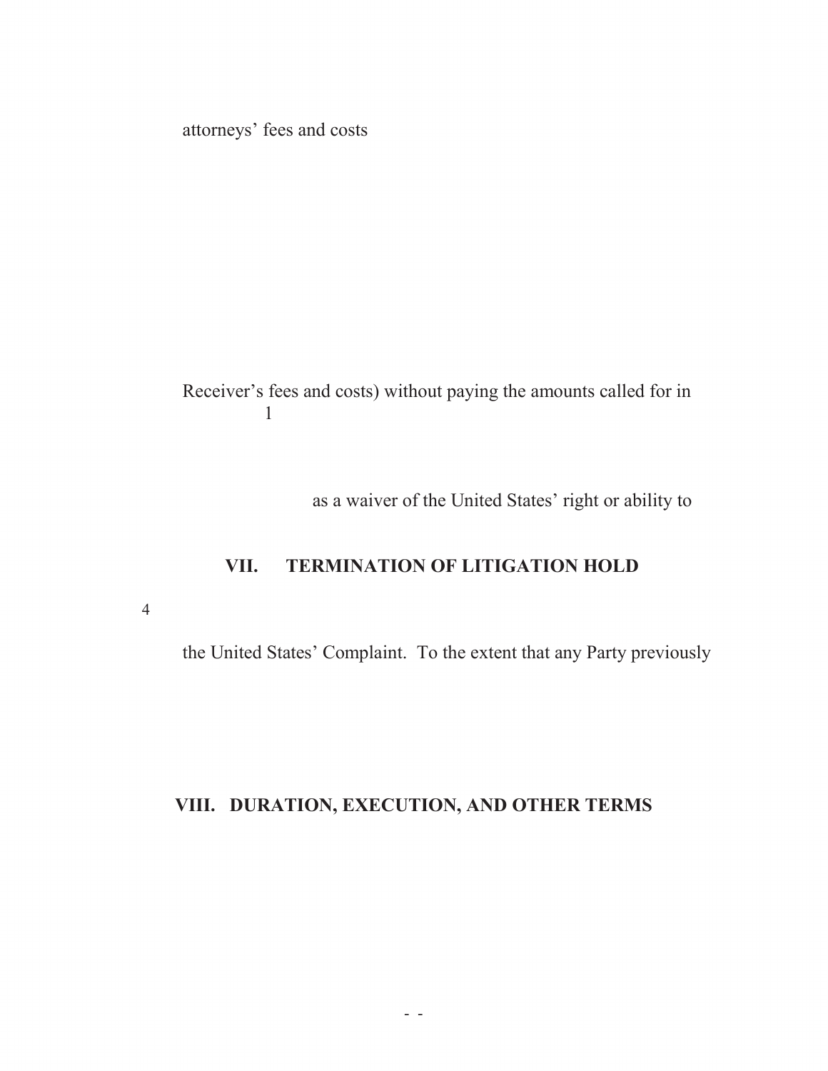attorneys' fees and costs

Receiver's fees and costs) without paying the amounts called for in
1

as a waiver of the United States' right or ability to

## VII. TERMINATION OF LITIGATION HOLD

4

the United States' Complaint. To the extent that any Party previously

## VIII. DURATION, EXECUTION, AND OTHER TERMS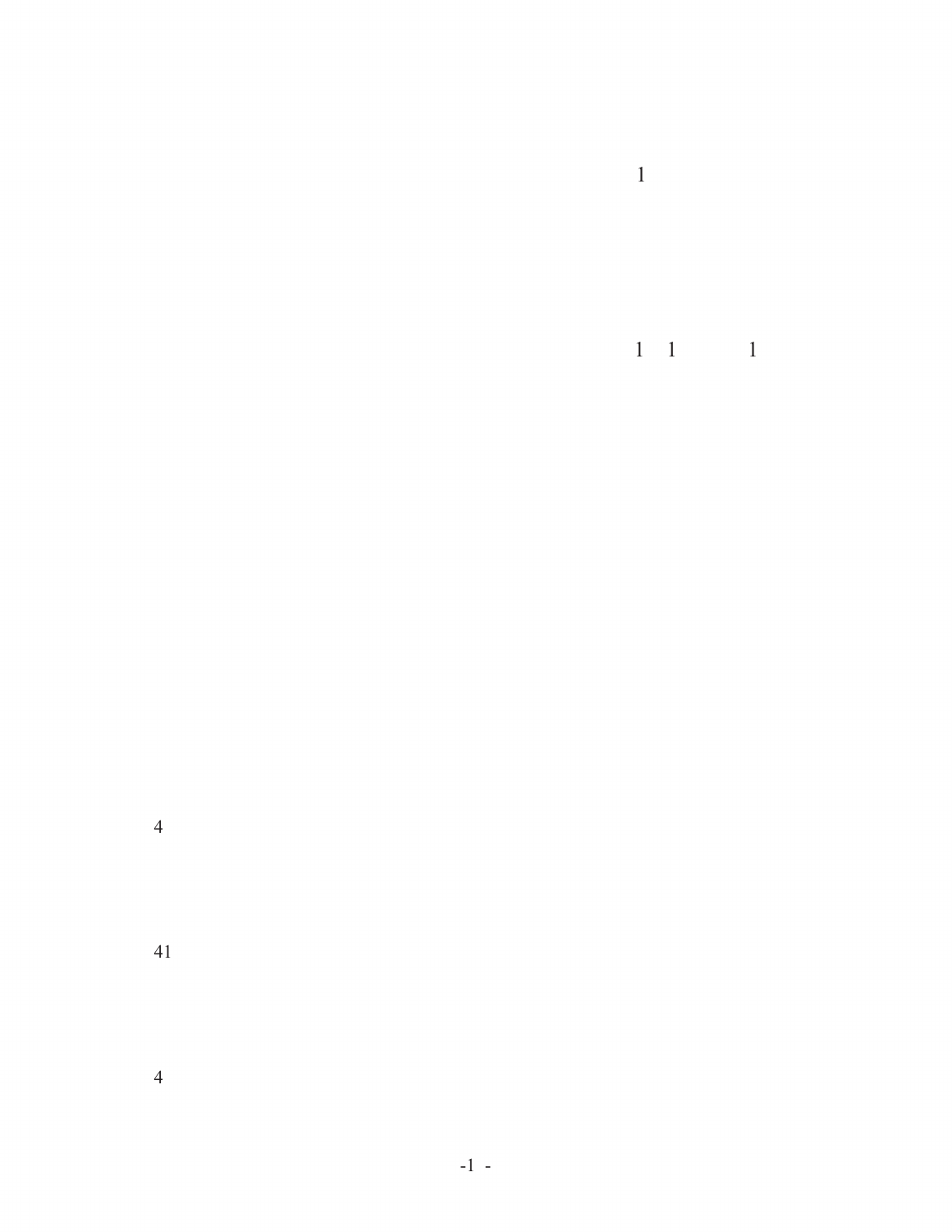1

1 1 1

4

41

4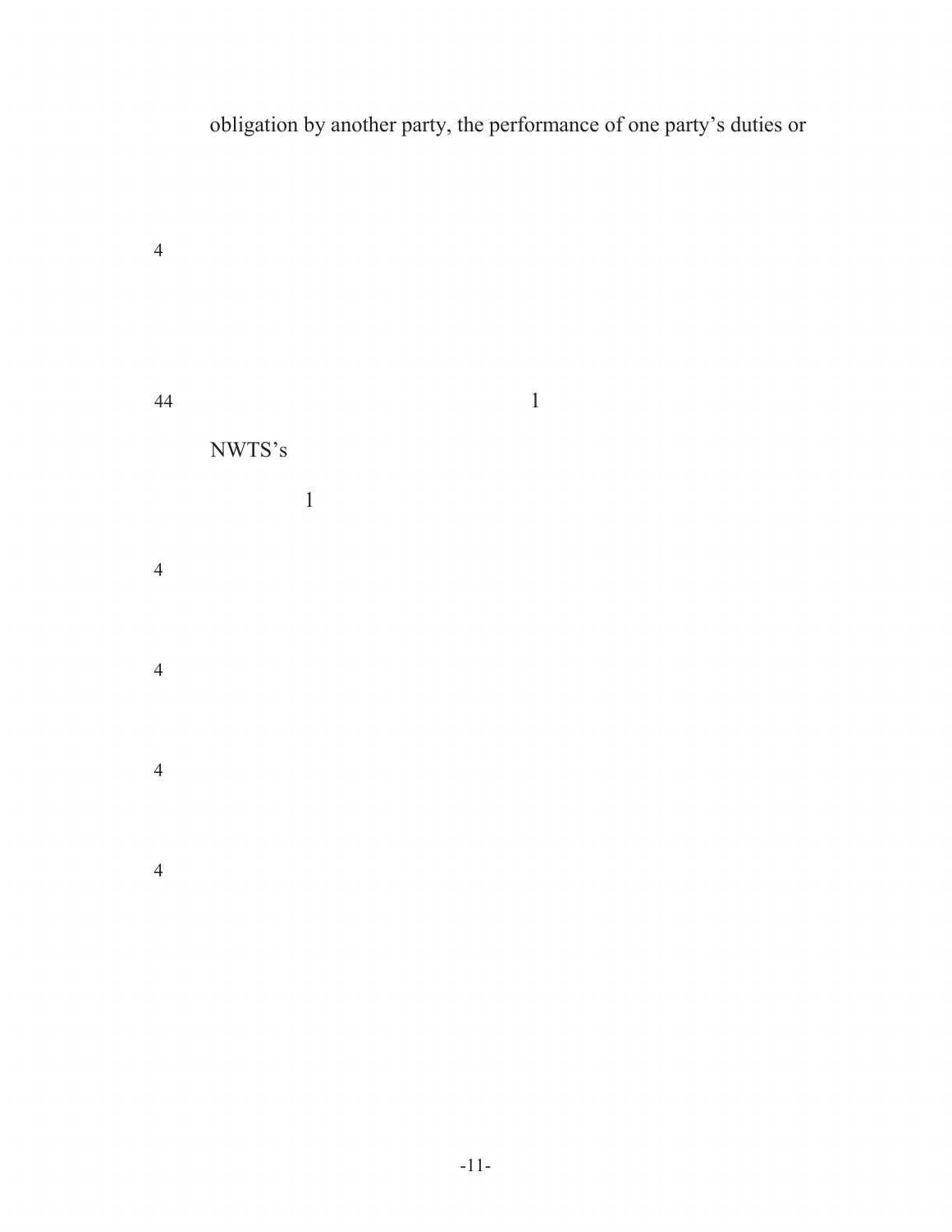obligation by another party, the performance of one party's duties or

4

44 1

NWTS's

1

4

4

4

4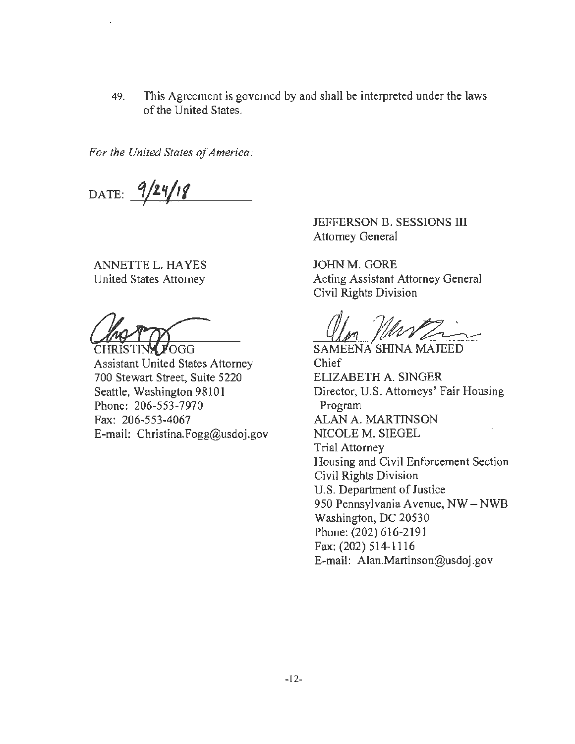49. This Agreement is governed by and shall be interpreted under the laws of the United States.

*For the United States of America:*

DATE: 9/24/18

JEFFERSON B. SESSIONS III
Attorney General

ANNETTE L. HAYES
United States Attorney

JOHN M. GORE
Acting Assistant Attorney General
Civil Rights Division

CHRISTINA FOGG
Assistant United States Attorney
700 Stewart Street, Suite 5220
Seattle, Washington 98101
Phone: 206-553-7970
Fax: 206-553-4067
E-mail: Christina.Fogg@usdoj.gov

SAMEENA SHINA MAJEED
Chief
ELIZABETH A. SINGER
Director, U.S. Attorneys' Fair Housing Program
ALAN A. MARTINSON
NICOLE M. SIEGEL
Trial Attorney
Housing and Civil Enforcement Section
Civil Rights Division
U.S. Department of Justice
950 Pennsylvania Avenue, NW – NWB
Washington, DC 20530
Phone: (202) 616-2191
Fax: (202) 514-1116
E-mail: Alan.Martinson@usdoj.gov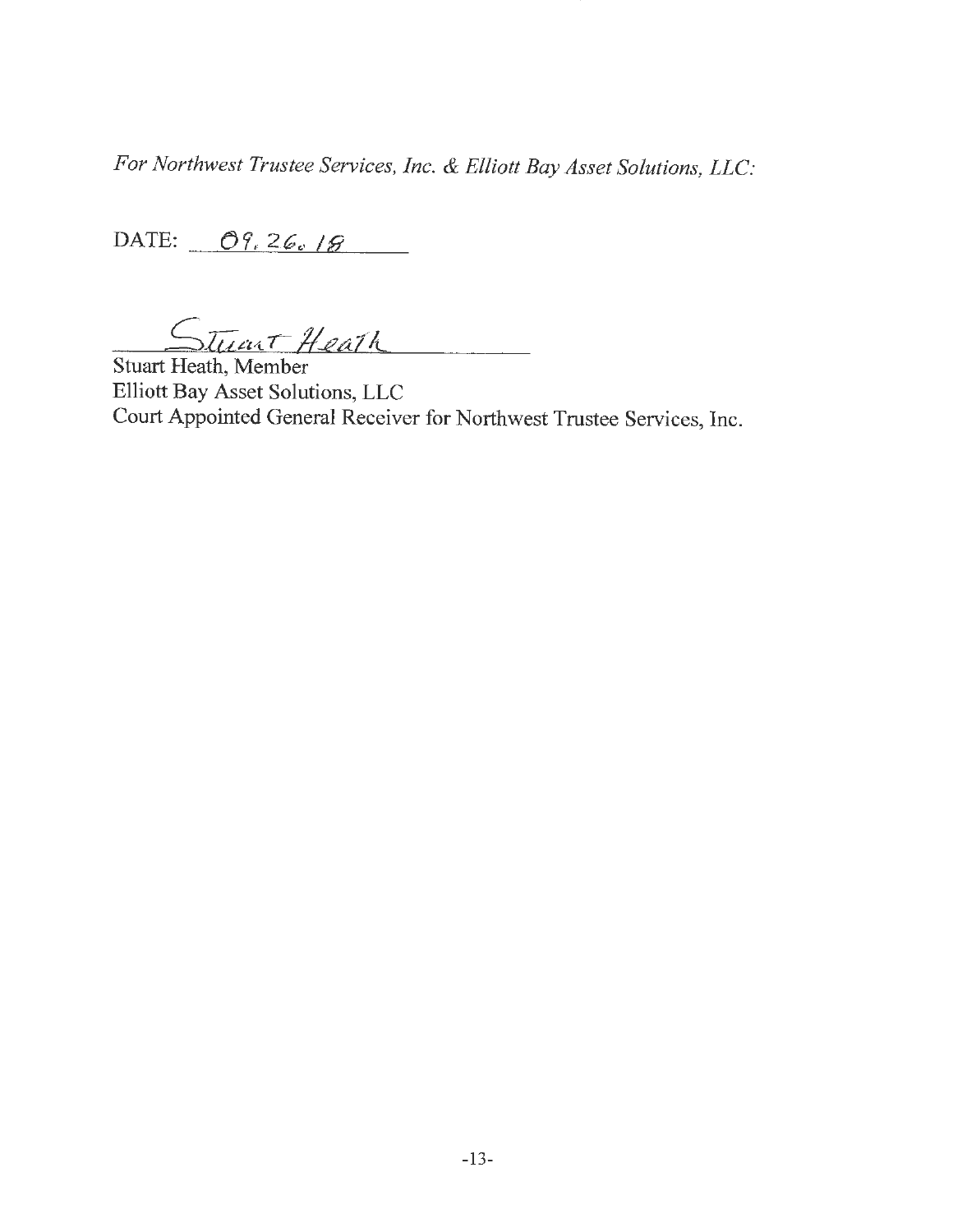*For Northwest Trustee Services, Inc. & Elliott Bay Asset Solutions, LLC:*

DATE: 09.26.18

Stuart Heath

Stuart Heath, Member
Elliott Bay Asset Solutions, LLC
Court Appointed General Receiver for Northwest Trustee Services, Inc.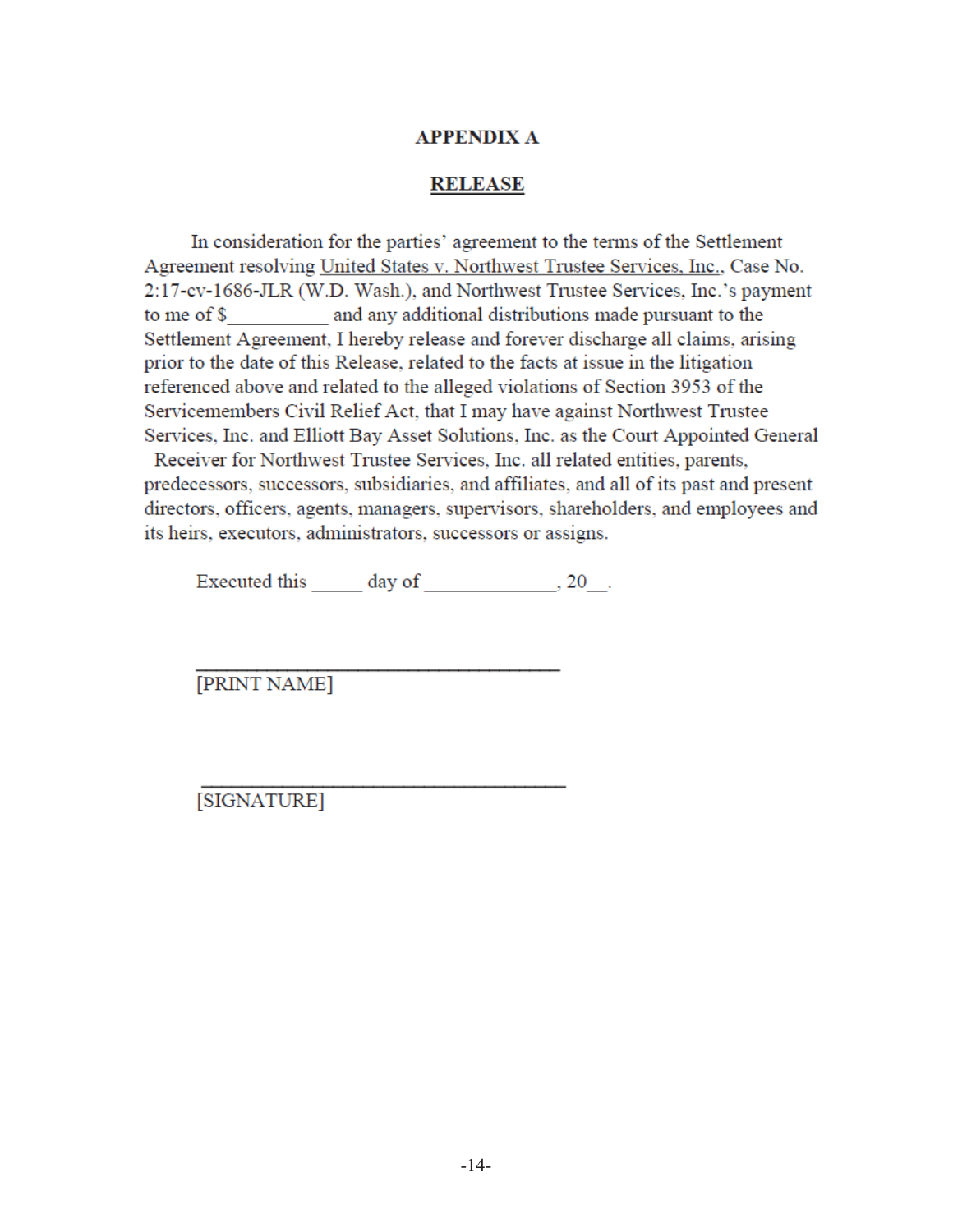**APPENDIX A**

**RELEASE**

In consideration for the parties' agreement to the terms of the Settlement Agreement resolving United States v. Northwest Trustee Services, Inc., Case No. 2:17-cv-1686-JLR (W.D. Wash.), and Northwest Trustee Services, Inc.'s payment to me of $__________ and any additional distributions made pursuant to the Settlement Agreement, I hereby release and forever discharge all claims, arising prior to the date of this Release, related to the facts at issue in the litigation referenced above and related to the alleged violations of Section 3953 of the Servicemembers Civil Relief Act, that I may have against Northwest Trustee Services, Inc. and Elliott Bay Asset Solutions, Inc. as the Court Appointed General Receiver for Northwest Trustee Services, Inc. all related entities, parents, predecessors, successors, subsidiaries, and affiliates, and all of its past and present directors, officers, agents, managers, supervisors, shareholders, and employees and its heirs, executors, administrators, successors or assigns.

Executed this _____ day of _____________, 20__.

____________________________________
[PRINT NAME]

____________________________________
[SIGNATURE]